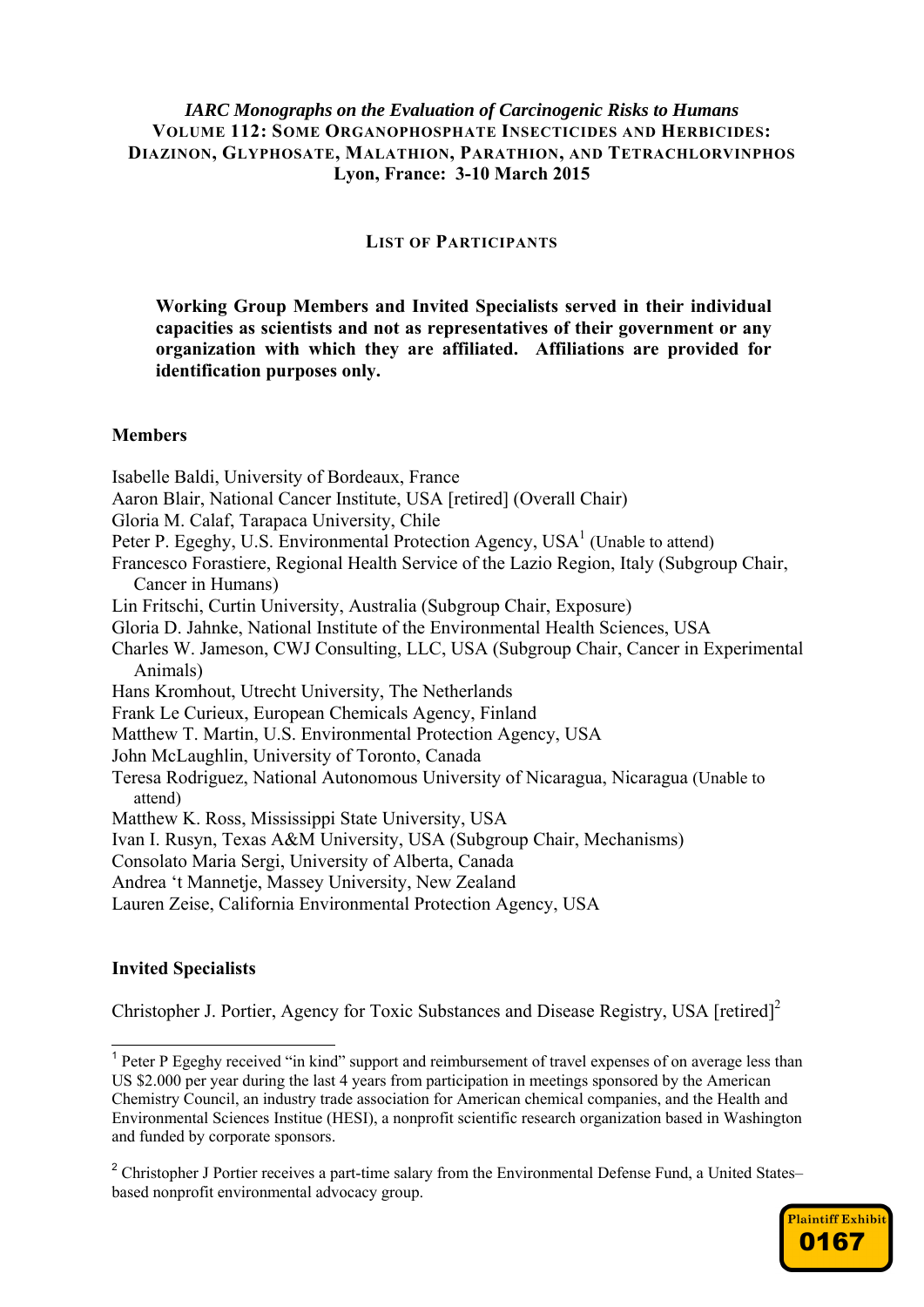*IARC Monographs on the Evaluation of Carcinogenic Risks to Humans*

**VOLUME 112: SOME ORGANOPHOSPHATE INSECTICIDES AND HERBICIDES: DIAZINON, GLYPHOSATE, MALATHION, PARATHION, AND TETRACHLORVINPHOS**

**Lyon, France: 3-10 March 2015**

## LIST OF PARTICIPANTS

**Working Group Members and Invited Specialists served in their individual capacities as scientists and not as representatives of their government or any organization with which they are affiliated. Affiliations are provided for identification purposes only.**

### Members

Isabelle Baldi, University of Bordeaux, France
Aaron Blair, National Cancer Institute, USA [retired] (Overall Chair)
Gloria M. Calaf, Tarapaca University, Chile
Peter P. Egeghy, U.S. Environmental Protection Agency, USA[1] (Unable to attend)
Francesco Forastiere, Regional Health Service of the Lazio Region, Italy (Subgroup Chair, Cancer in Humans)
Lin Fritschi, Curtin University, Australia (Subgroup Chair, Exposure)
Gloria D. Jahnke, National Institute of the Environmental Health Sciences, USA
Charles W. Jameson, CWJ Consulting, LLC, USA (Subgroup Chair, Cancer in Experimental Animals)
Hans Kromhout, Utrecht University, The Netherlands
Frank Le Curieux, European Chemicals Agency, Finland
Matthew T. Martin, U.S. Environmental Protection Agency, USA
John McLaughlin, University of Toronto, Canada
Teresa Rodriguez, National Autonomous University of Nicaragua, Nicaragua (Unable to attend)
Matthew K. Ross, Mississippi State University, USA
Ivan I. Rusyn, Texas A&M University, USA (Subgroup Chair, Mechanisms)
Consolato Maria Sergi, University of Alberta, Canada
Andrea 't Mannetje, Massey University, New Zealand
Lauren Zeise, California Environmental Protection Agency, USA

### Invited Specialists

Christopher J. Portier, Agency for Toxic Substances and Disease Registry, USA [retired][2]

---

[1] Peter P Egeghy received "in kind" support and reimbursement of travel expenses of on average less than US $2.000 per year during the last 4 years from participation in meetings sponsored by the American Chemistry Council, an industry trade association for American chemical companies, and the Health and Environmental Sciences Institue (HESI), a nonprofit scientific research organization based in Washington and funded by corporate sponsors.

[2] Christopher J Portier receives a part-time salary from the Environmental Defense Fund, a United States–based nonprofit environmental advocacy group.

Plaintiff Exhibit 0167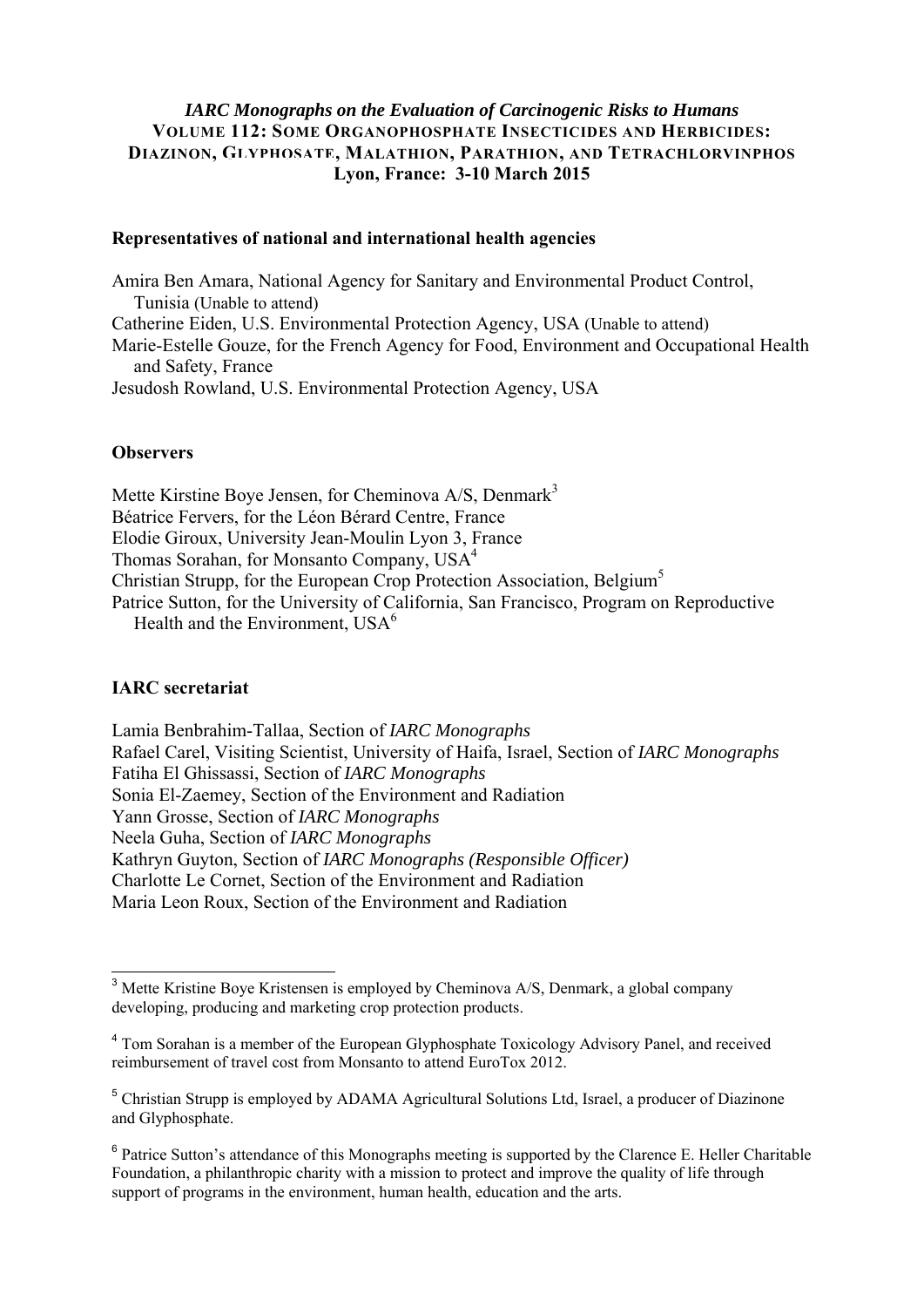*IARC Monographs on the Evaluation of Carcinogenic Risks to Humans*
**VOLUME 112: SOME ORGANOPHOSPHATE INSECTICIDES AND HERBICIDES: DIAZINON, GLYPHOSATE, MALATHION, PARATHION, AND TETRACHLORVINPHOS**
**Lyon, France: 3-10 March 2015**

## Representatives of national and international health agencies

Amira Ben Amara, National Agency for Sanitary and Environmental Product Control, Tunisia (Unable to attend)
Catherine Eiden, U.S. Environmental Protection Agency, USA (Unable to attend)
Marie-Estelle Gouze, for the French Agency for Food, Environment and Occupational Health and Safety, France
Jesudosh Rowland, U.S. Environmental Protection Agency, USA

## Observers

Mette Kirstine Boye Jensen, for Cheminova A/S, Denmark[3]
Béatrice Fervers, for the Léon Bérard Centre, France
Elodie Giroux, University Jean-Moulin Lyon 3, France
Thomas Sorahan, for Monsanto Company, USA[4]
Christian Strupp, for the European Crop Protection Association, Belgium[5]
Patrice Sutton, for the University of California, San Francisco, Program on Reproductive Health and the Environment, USA[6]

## IARC secretariat

Lamia Benbrahim-Tallaa, Section of *IARC Monographs*
Rafael Carel, Visiting Scientist, University of Haifa, Israel, Section of *IARC Monographs*
Fatiha El Ghissassi, Section of *IARC Monographs*
Sonia El-Zaemey, Section of the Environment and Radiation
Yann Grosse, Section of *IARC Monographs*
Neela Guha, Section of *IARC Monographs*
Kathryn Guyton, Section of *IARC Monographs (Responsible Officer)*
Charlotte Le Cornet, Section of the Environment and Radiation
Maria Leon Roux, Section of the Environment and Radiation

---

[3] Mette Kristine Boye Kristensen is employed by Cheminova A/S, Denmark, a global company developing, producing and marketing crop protection products.

[4] Tom Sorahan is a member of the European Glyphosphate Toxicology Advisory Panel, and received reimbursement of travel cost from Monsanto to attend EuroTox 2012.

[5] Christian Strupp is employed by ADAMA Agricultural Solutions Ltd, Israel, a producer of Diazinone and Glyphosphate.

[6] Patrice Sutton's attendance of this Monographs meeting is supported by the Clarence E. Heller Charitable Foundation, a philanthropic charity with a mission to protect and improve the quality of life through support of programs in the environment, human health, education and the arts.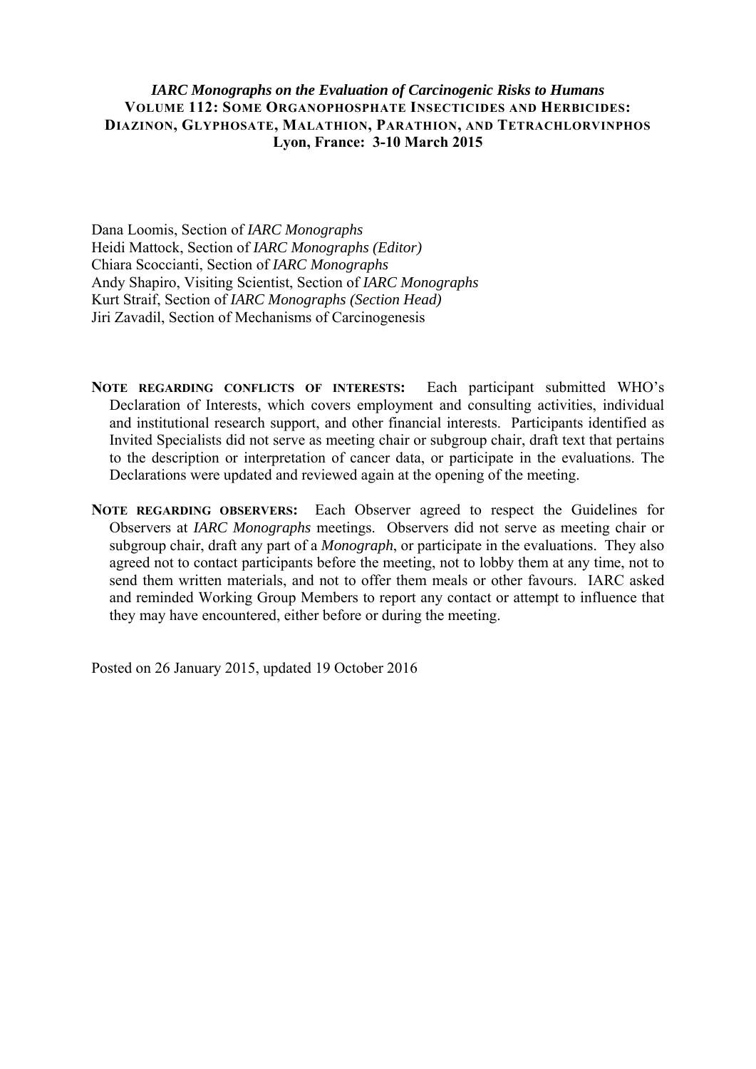*IARC Monographs on the Evaluation of Carcinogenic Risks to Humans*

**VOLUME 112: SOME ORGANOPHOSPHATE INSECTICIDES AND HERBICIDES: DIAZINON, GLYPHOSATE, MALATHION, PARATHION, AND TETRACHLORVINPHOS**

**Lyon, France: 3-10 March 2015**

Dana Loomis, Section of *IARC Monographs*
Heidi Mattock, Section of *IARC Monographs (Editor)*
Chiara Scoccianti, Section of *IARC Monographs*
Andy Shapiro, Visiting Scientist, Section of *IARC Monographs*
Kurt Straif, Section of *IARC Monographs (Section Head)*
Jiri Zavadil, Section of Mechanisms of Carcinogenesis

**NOTE REGARDING CONFLICTS OF INTERESTS:** Each participant submitted WHO's Declaration of Interests, which covers employment and consulting activities, individual and institutional research support, and other financial interests. Participants identified as Invited Specialists did not serve as meeting chair or subgroup chair, draft text that pertains to the description or interpretation of cancer data, or participate in the evaluations. The Declarations were updated and reviewed again at the opening of the meeting.

**NOTE REGARDING OBSERVERS:** Each Observer agreed to respect the Guidelines for Observers at *IARC Monographs* meetings. Observers did not serve as meeting chair or subgroup chair, draft any part of a *Monograph*, or participate in the evaluations. They also agreed not to contact participants before the meeting, not to lobby them at any time, not to send them written materials, and not to offer them meals or other favours. IARC asked and reminded Working Group Members to report any contact or attempt to influence that they may have encountered, either before or during the meeting.

Posted on 26 January 2015, updated 19 October 2016